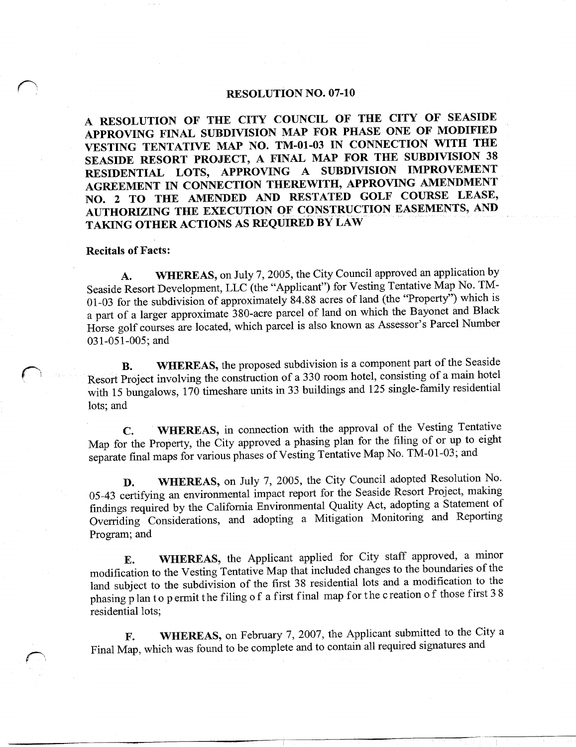# RESOLUTION NO. 07-10

**A RESOLUTION OF THE CITY COUNCIL OF THE CITY OF SEASIDE APPROVING FINAL SUBDIVISION MAP FOR PHASE ONE OF MODIFIED VESTING TENTATIVE MAP NO. TM-01-03 IN CONNECTION WITH THE SEASIDE RESORT PROJECT, A FINAL MAP FOR THE SUBDIVISION 38 RESIDENTIAL LOTS, APPROVING A SUBDIVISION IMPROVEMENT AGREEMENT IN CONNECTION THEREWITH, APPROVING AMENDMENT NO. 2 TO THE AMENDED AND RESTATED GOLF COURSE LEASE, AUTHORIZING THE EXECUTION OF CONSTRUCTION EASEMENTS, AND TAKING OTHER ACTIONS AS REQUIRED BY LAW**

**Recitals of Facts:**

**A. WHEREAS,** on July 7, 2005, the City Council approved an application by Seaside Resort Development, LLC (the "Applicant") for Vesting Tentative Map No. TM-01-03 for the subdivision of approximately 84.88 acres of land (the "Property") which is a part of a larger approximate 380-acre parcel of land on which the Bayonet and Black Horse golf courses are located, which parcel is also known as Assessor's Parcel Number 031-051-005; and

**B. WHEREAS,** the proposed subdivision is a component part of the Seaside Resort Project involving the construction of a 330 room hotel, consisting of a main hotel with 15 bungalows, 170 timeshare units in 33 buildings and 125 single-family residential lots; and

**C. WHEREAS,** in connection with the approval of the Vesting Tentative Map for the Property, the City approved a phasing plan for the filing of or up to eight separate final maps for various phases of Vesting Tentative Map No. TM-01-03; and

**D. WHEREAS,** on July 7, 2005, the City Council adopted Resolution No. 05-43 certifying an environmental impact report for the Seaside Resort Project, making findings required by the California Environmental Quality Act, adopting a Statement of Overriding Considerations, and adopting a Mitigation Monitoring and Reporting Program; and

**E. WHEREAS,** the Applicant applied for City staff approved, a minor modification to the Vesting Tentative Map that included changes to the boundaries of the land subject to the subdivision of the first 38 residential lots and a modification to the phasing plan to permit the filing of a first final map for the creation of those first 38 residential lots;

**F. WHEREAS,** on February 7, 2007, the Applicant submitted to the City a Final Map, which was found to be complete and to contain all required signatures and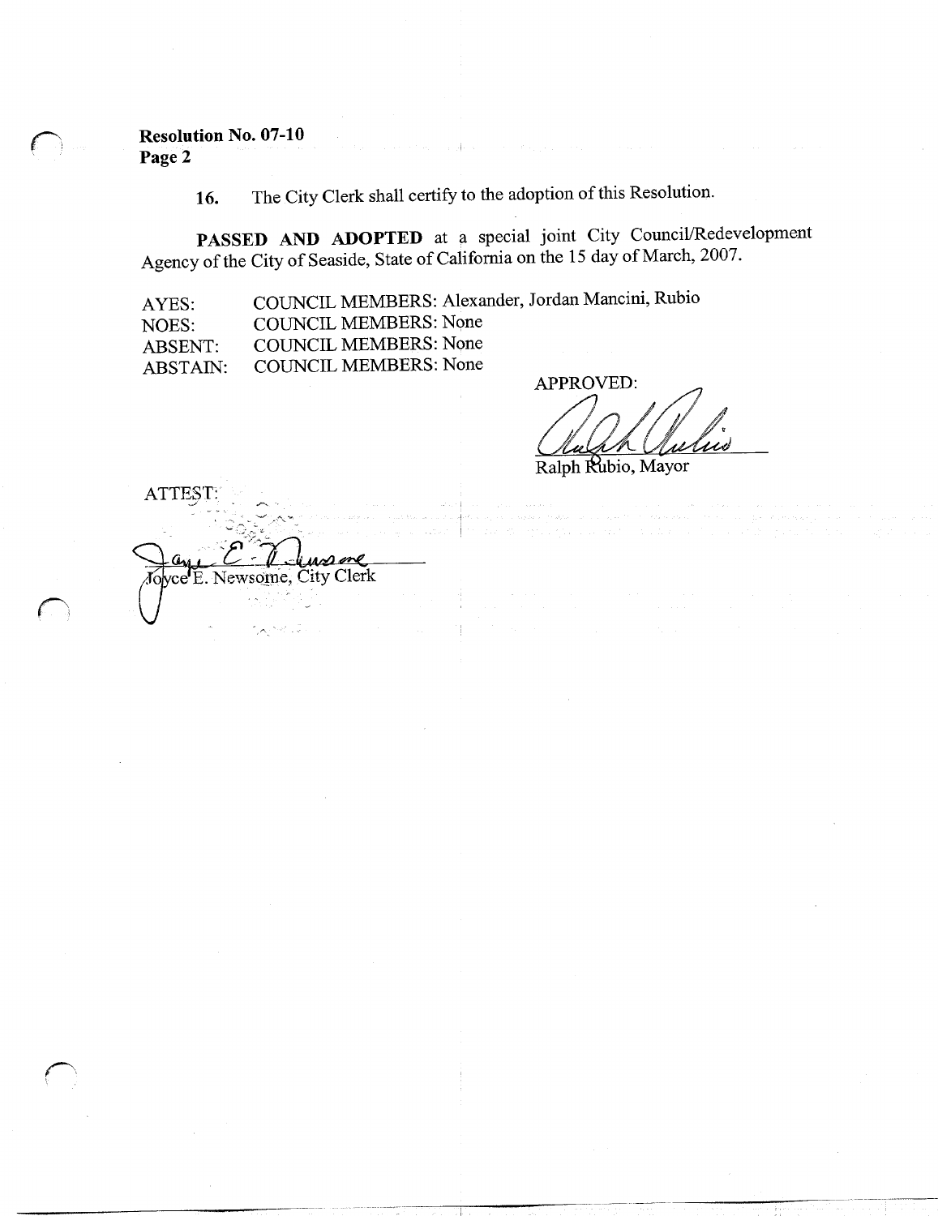**Resolution No. 07-10**
**Page 2**

16. The City Clerk shall certify to the adoption of this Resolution.

**PASSED AND ADOPTED** at a special joint City Council/Redevelopment Agency of the City of Seaside, State of California on the 15 day of March, 2007.

| | |
|---|---|
| AYES: | COUNCIL MEMBERS: Alexander, Jordan Mancini, Rubio |
| NOES: | COUNCIL MEMBERS: None |
| ABSENT: | COUNCIL MEMBERS: None |
| ABSTAIN: | COUNCIL MEMBERS: None |

APPROVED:

Ralph Rubio, Mayor

ATTEST:

Joyce E. Newsome, City Clerk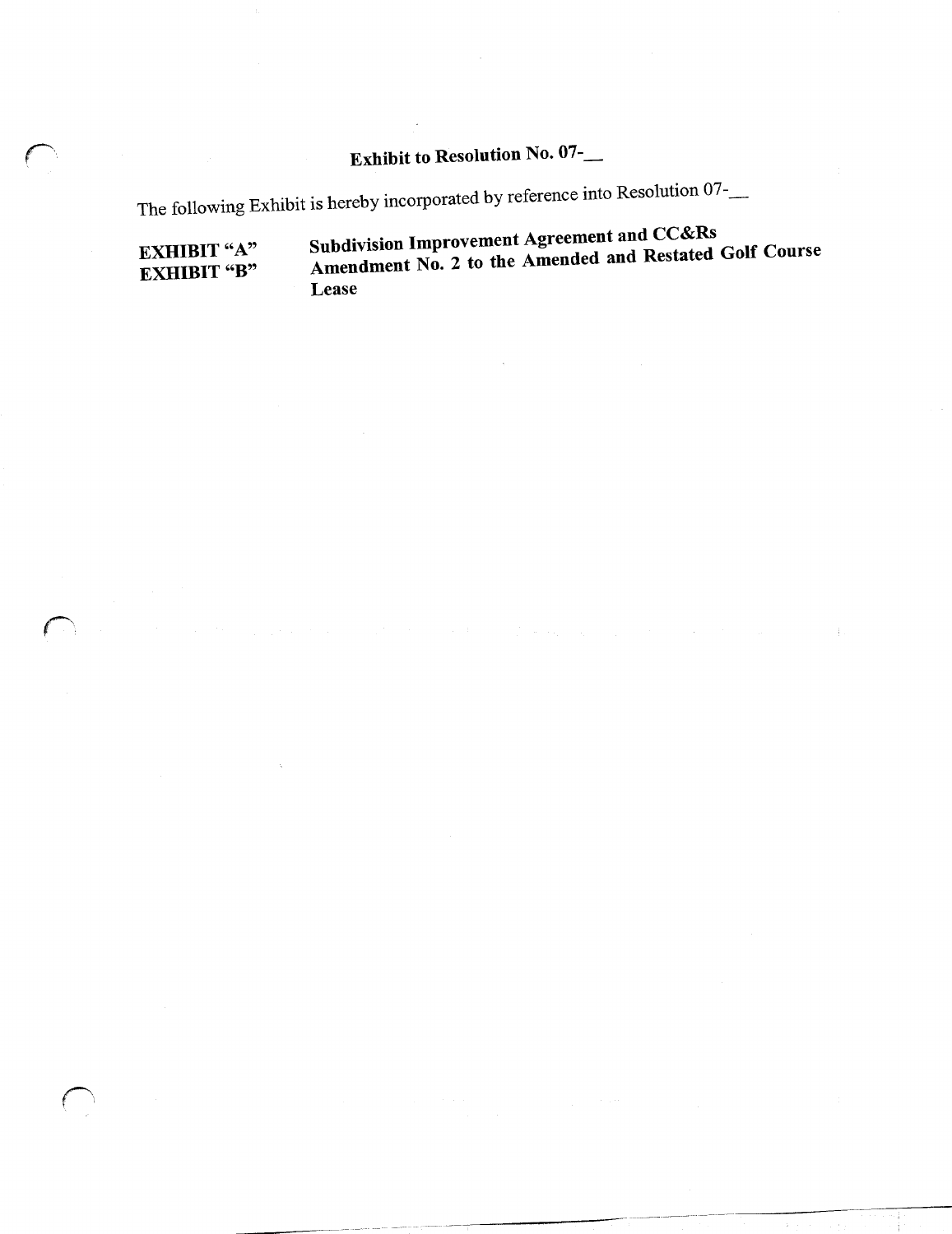# Exhibit to Resolution No. 07-__

The following Exhibit is hereby incorporated by reference into Resolution 07-__

| | |
|---|---|
| **EXHIBIT "A"** | **Subdivision Improvement Agreement and CC&Rs** |
| **EXHIBIT "B"** | **Amendment No. 2 to the Amended and Restated Golf Course Lease** |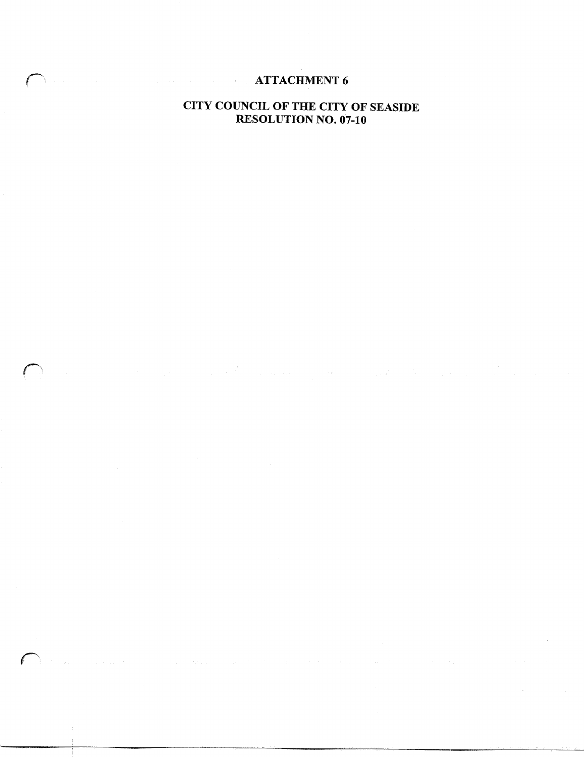# ATTACHMENT 6

## CITY COUNCIL OF THE CITY OF SEASIDE
## RESOLUTION NO. 07-10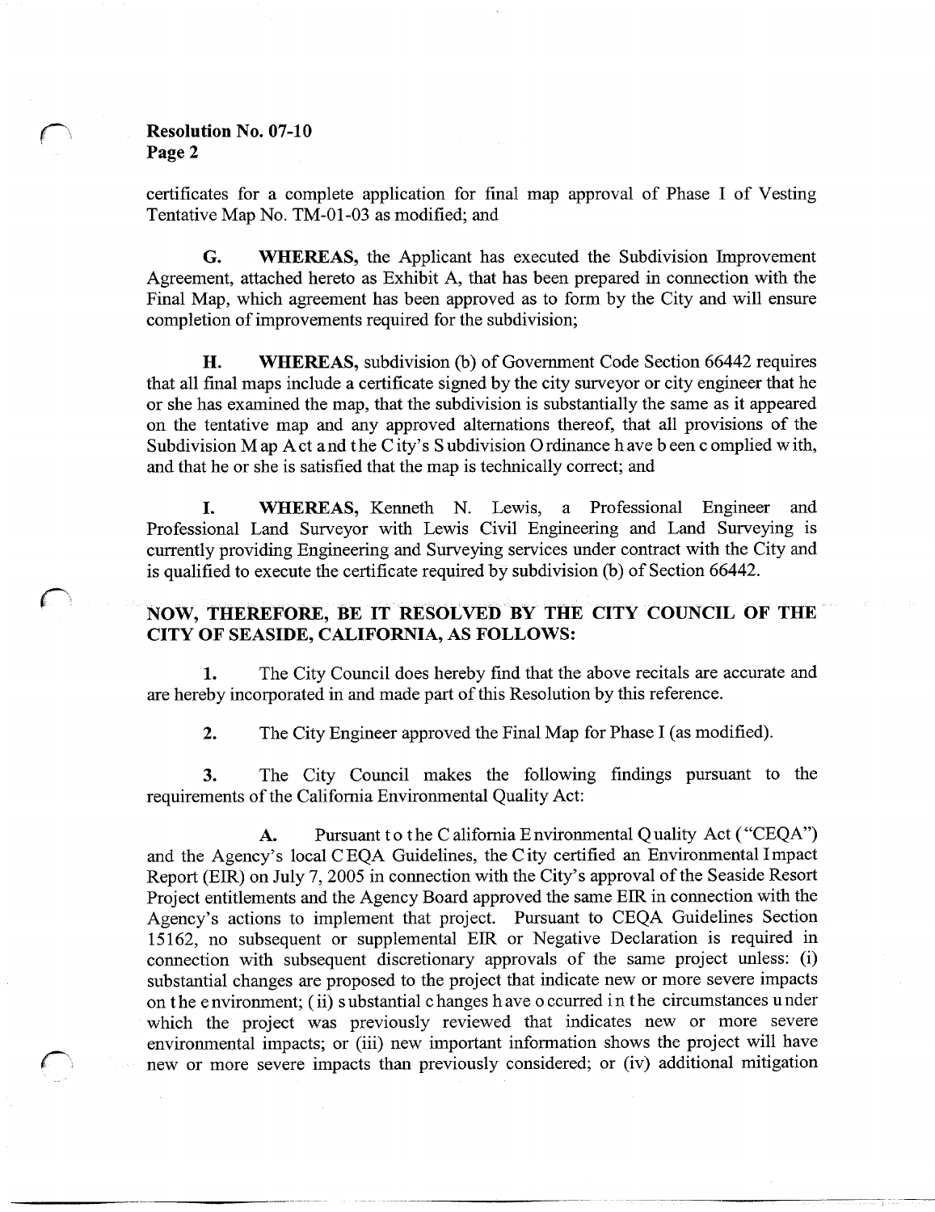certificates for a complete application for final map approval of Phase I of Vesting Tentative Map No. TM-01-03 as modified; and

**G.** **WHEREAS,** the Applicant has executed the Subdivision Improvement Agreement, attached hereto as Exhibit A, that has been prepared in connection with the Final Map, which agreement has been approved as to form by the City and will ensure completion of improvements required for the subdivision;

**H.** **WHEREAS,** subdivision (b) of Government Code Section 66442 requires that all final maps include a certificate signed by the city surveyor or city engineer that he or she has examined the map, that the subdivision is substantially the same as it appeared on the tentative map and any approved alternations thereof, that all provisions of the Subdivision Map Act and the City's Subdivision Ordinance have been complied with, and that he or she is satisfied that the map is technically correct; and

**I.** **WHEREAS,** Kenneth N. Lewis, a Professional Engineer and Professional Land Surveyor with Lewis Civil Engineering and Land Surveying is currently providing Engineering and Surveying services under contract with the City and is qualified to execute the certificate required by subdivision (b) of Section 66442.

**NOW, THEREFORE, BE IT RESOLVED BY THE CITY COUNCIL OF THE CITY OF SEASIDE, CALIFORNIA, AS FOLLOWS:**

**1.** The City Council does hereby find that the above recitals are accurate and are hereby incorporated in and made part of this Resolution by this reference.

**2.** The City Engineer approved the Final Map for Phase I (as modified).

**3.** The City Council makes the following findings pursuant to the requirements of the California Environmental Quality Act:

**A.** Pursuant to the California Environmental Quality Act ("CEQA") and the Agency's local CEQA Guidelines, the City certified an Environmental Impact Report (EIR) on July 7, 2005 in connection with the City's approval of the Seaside Resort Project entitlements and the Agency Board approved the same EIR in connection with the Agency's actions to implement that project. Pursuant to CEQA Guidelines Section 15162, no subsequent or supplemental EIR or Negative Declaration is required in connection with subsequent discretionary approvals of the same project unless: (i) substantial changes are proposed to the project that indicate new or more severe impacts on the environment; (ii) substantial changes have occurred in the circumstances under which the project was previously reviewed that indicates new or more severe environmental impacts; or (iii) new important information shows the project will have new or more severe impacts than previously considered; or (iv) additional mitigation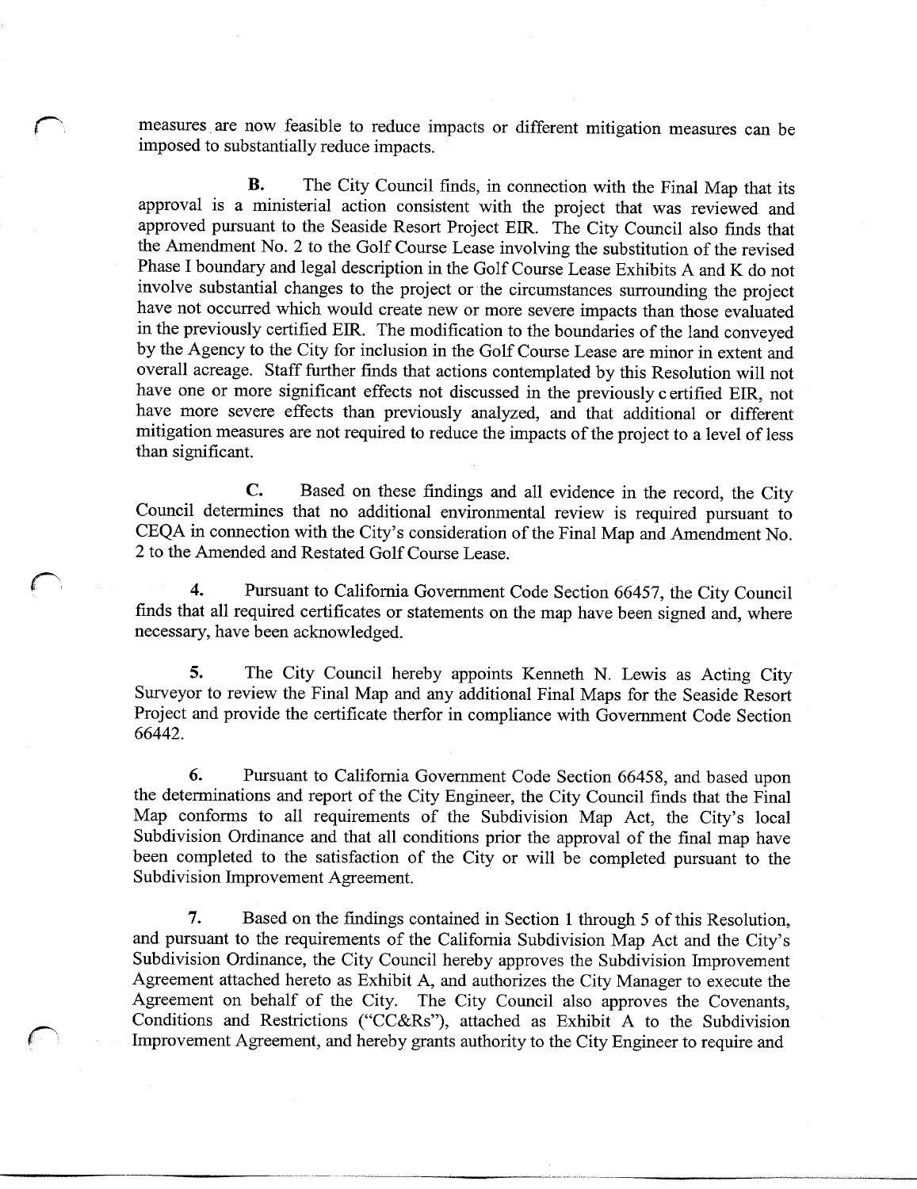measures are now feasible to reduce impacts or different mitigation measures can be imposed to substantially reduce impacts.

**B.** The City Council finds, in connection with the Final Map that its approval is a ministerial action consistent with the project that was reviewed and approved pursuant to the Seaside Resort Project EIR. The City Council also finds that the Amendment No. 2 to the Golf Course Lease involving the substitution of the revised Phase I boundary and legal description in the Golf Course Lease Exhibits A and K do not involve substantial changes to the project or the circumstances surrounding the project have not occurred which would create new or more severe impacts than those evaluated in the previously certified EIR. The modification to the boundaries of the land conveyed by the Agency to the City for inclusion in the Golf Course Lease are minor in extent and overall acreage. Staff further finds that actions contemplated by this Resolution will not have one or more significant effects not discussed in the previously certified EIR, not have more severe effects than previously analyzed, and that additional or different mitigation measures are not required to reduce the impacts of the project to a level of less than significant.

**C.** Based on these findings and all evidence in the record, the City Council determines that no additional environmental review is required pursuant to CEQA in connection with the City's consideration of the Final Map and Amendment No. 2 to the Amended and Restated Golf Course Lease.

**4.** Pursuant to California Government Code Section 66457, the City Council finds that all required certificates or statements on the map have been signed and, where necessary, have been acknowledged.

**5.** The City Council hereby appoints Kenneth N. Lewis as Acting City Surveyor to review the Final Map and any additional Final Maps for the Seaside Resort Project and provide the certificate therfor in compliance with Government Code Section 66442.

**6.** Pursuant to California Government Code Section 66458, and based upon the determinations and report of the City Engineer, the City Council finds that the Final Map conforms to all requirements of the Subdivision Map Act, the City's local Subdivision Ordinance and that all conditions prior the approval of the final map have been completed to the satisfaction of the City or will be completed pursuant to the Subdivision Improvement Agreement.

**7.** Based on the findings contained in Section 1 through 5 of this Resolution, and pursuant to the requirements of the California Subdivision Map Act and the City's Subdivision Ordinance, the City Council hereby approves the Subdivision Improvement Agreement attached hereto as Exhibit A, and authorizes the City Manager to execute the Agreement on behalf of the City. The City Council also approves the Covenants, Conditions and Restrictions ("CC&Rs"), attached as Exhibit A to the Subdivision Improvement Agreement, and hereby grants authority to the City Engineer to require and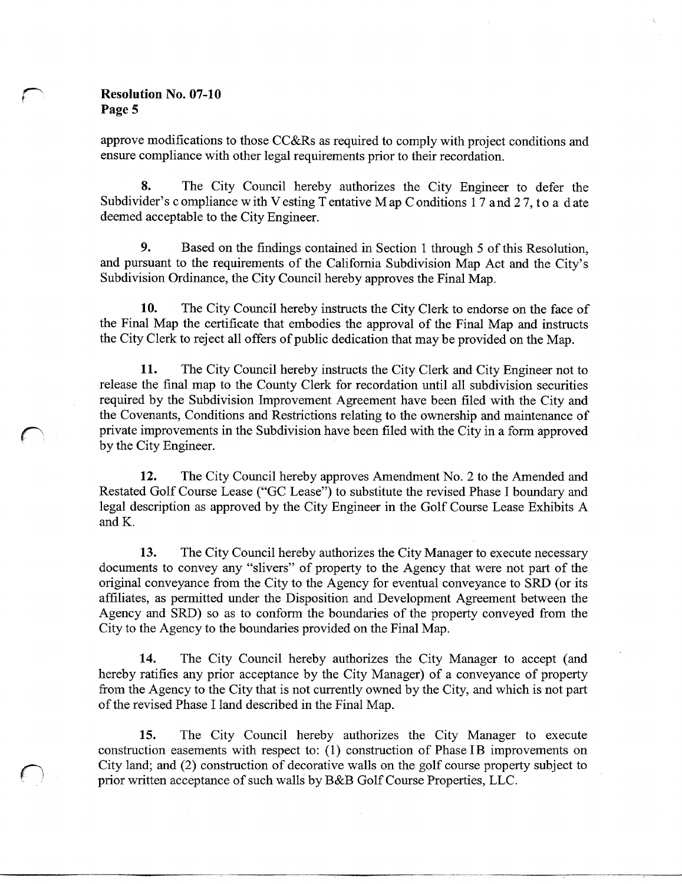approve modifications to those CC&Rs as required to comply with project conditions and ensure compliance with other legal requirements prior to their recordation.

**8.** The City Council hereby authorizes the City Engineer to defer the Subdivider's compliance with Vesting Tentative Map Conditions 17 and 27, to a date deemed acceptable to the City Engineer.

**9.** Based on the findings contained in Section 1 through 5 of this Resolution, and pursuant to the requirements of the California Subdivision Map Act and the City's Subdivision Ordinance, the City Council hereby approves the Final Map.

**10.** The City Council hereby instructs the City Clerk to endorse on the face of the Final Map the certificate that embodies the approval of the Final Map and instructs the City Clerk to reject all offers of public dedication that may be provided on the Map.

**11.** The City Council hereby instructs the City Clerk and City Engineer not to release the final map to the County Clerk for recordation until all subdivision securities required by the Subdivision Improvement Agreement have been filed with the City and the Covenants, Conditions and Restrictions relating to the ownership and maintenance of private improvements in the Subdivision have been filed with the City in a form approved by the City Engineer.

**12.** The City Council hereby approves Amendment No. 2 to the Amended and Restated Golf Course Lease ("GC Lease") to substitute the revised Phase I boundary and legal description as approved by the City Engineer in the Golf Course Lease Exhibits A and K.

**13.** The City Council hereby authorizes the City Manager to execute necessary documents to convey any "slivers" of property to the Agency that were not part of the original conveyance from the City to the Agency for eventual conveyance to SRD (or its affiliates, as permitted under the Disposition and Development Agreement between the Agency and SRD) so as to conform the boundaries of the property conveyed from the City to the Agency to the boundaries provided on the Final Map.

**14.** The City Council hereby authorizes the City Manager to accept (and hereby ratifies any prior acceptance by the City Manager) of a conveyance of property from the Agency to the City that is not currently owned by the City, and which is not part of the revised Phase I land described in the Final Map.

**15.** The City Council hereby authorizes the City Manager to execute construction easements with respect to: (1) construction of Phase IB improvements on City land; and (2) construction of decorative walls on the golf course property subject to prior written acceptance of such walls by B&B Golf Course Properties, LLC.